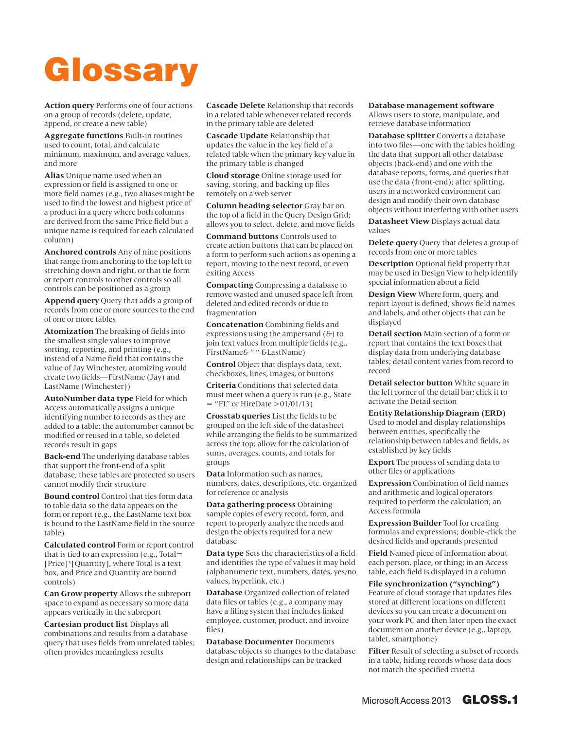# Glossary

**Action query** Performs one of four actions on a group of records (delete, update, append, or create a new table)

**Aggregate functions** Built-in routines used to count, total, and calculate minimum, maximum, and average values, and more

**Alias** Unique name used when an expression or field is assigned to one or more field names (e.g., two aliases might be used to find the lowest and highest price of a product in a query where both columns are derived from the same Price field but a unique name is required for each calculated column)

**Anchored controls** Any of nine positions that range from anchoring to the top left to stretching down and right, or that tie form or report controls to other controls so all controls can be positioned as a group

**Append query** Query that adds a group of records from one or more sources to the end of one or more tables

**Atomization** The breaking of fields into the smallest single values to improve sorting, reporting, and printing (e.g., instead of a Name field that contains the value of Jay Winchester, atomizing would create two fields—FirstName (Jay) and LastName (Winchester))

**AutoNumber data type** Field for which Access automatically assigns a unique identifying number to records as they are added to a table; the autonumber cannot be modified or reused in a table, so deleted records result in gaps

**Back-end** The underlying database tables that support the front-end of a split database; these tables are protected so users cannot modify their structure

**Bound control** Control that ties form data to table data so the data appears on the form or report (e.g., the LastName text box is bound to the LastName field in the source table)

**Calculated control** Form or report control that is tied to an expression (e.g., Total=[Price]*[Quantity], where Total is a text box, and Price and Quantity are bound controls)

**Can Grow property** Allows the subreport space to expand as necessary so more data appears vertically in the subreport

**Cartesian product list** Displays all combinations and results from a database query that uses fields from unrelated tables; often provides meaningless results

**Cascade Delete** Relationship that records in a related table whenever related records in the primary table are deleted

**Cascade Update** Relationship that updates the value in the key field of a related table when the primary key value in the primary table is changed

**Cloud storage** Online storage used for saving, storing, and backing up files remotely on a web server

**Column heading selector** Gray bar on the top of a field in the Query Design Grid; allows you to select, delete, and move fields

**Command buttons** Controls used to create action buttons that can be placed on a form to perform such actions as opening a report, moving to the next record, or even exiting Access

**Compacting** Compressing a database to remove wasted and unused space left from deleted and edited records or due to fragmentation

**Concatenation** Combining fields and expressions using the ampersand (&) to join text values from multiple fields (e.g., FirstName& " " &LastName)

**Control** Object that displays data, text, checkboxes, lines, images, or buttons

**Criteria** Conditions that selected data must meet when a query is run (e.g., State = "FL" or HireDate >01/01/13)

**Crosstab queries** List the fields to be grouped on the left side of the datasheet while arranging the fields to be summarized across the top; allow for the calculation of sums, averages, counts, and totals for groups

**Data** Information such as names, numbers, dates, descriptions, etc. organized for reference or analysis

**Data gathering process** Obtaining sample copies of every record, form, and report to properly analyze the needs and design the objects required for a new database

**Data type** Sets the characteristics of a field and identifies the type of values it may hold (alphanumeric text, numbers, dates, yes/no values, hyperlink, etc.)

**Database** Organized collection of related data files or tables (e.g., a company may have a filing system that includes linked employee, customer, product, and invoice files)

**Database Documenter** Documents database objects so changes to the database design and relationships can be tracked

**Database management software** Allows users to store, manipulate, and retrieve database information

**Database splitter** Converts a database into two files—one with the tables holding the data that support all other database objects (back-end) and one with the database reports, forms, and queries that use the data (front-end); after splitting, users in a networked environment can design and modify their own database objects without interfering with other users

**Datasheet View** Displays actual data values

**Delete query** Query that deletes a group of records from one or more tables

**Description** Optional field property that may be used in Design View to help identify special information about a field

**Design View** Where form, query, and report layout is defined; shows field names and labels, and other objects that can be displayed

**Detail section** Main section of a form or report that contains the text boxes that display data from underlying database tables; detail content varies from record to record

**Detail selector button** White square in the left corner of the detail bar; click it to activate the Detail section

**Entity Relationship Diagram (ERD)** Used to model and display relationships between entities, specifically the relationship between tables and fields, as established by key fields

**Export** The process of sending data to other files or applications

**Expression** Combination of field names and arithmetic and logical operators required to perform the calculation; an Access formula

**Expression Builder** Tool for creating formulas and expressions; double-click the desired fields and operands presented

**Field** Named piece of information about each person, place, or thing; in an Access table, each field is displayed in a column

**File synchronization ("synching")** Feature of cloud storage that updates files stored at different locations on different devices so you can create a document on your work PC and then later open the exact document on another device (e.g., laptop, tablet, smartphone)

**Filter** Result of selecting a subset of records in a table, hiding records whose data does not match the specified criteria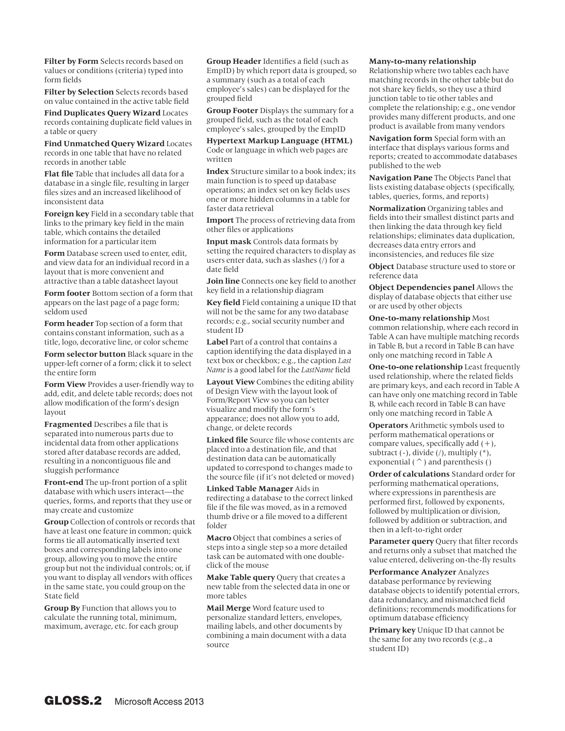**Filter by Form** Selects records based on values or conditions (criteria) typed into form fields

**Filter by Selection** Selects records based on value contained in the active table field

**Find Duplicates Query Wizard** Locates records containing duplicate field values in a table or query

**Find Unmatched Query Wizard** Locates records in one table that have no related records in another table

**Flat file** Table that includes all data for a database in a single file, resulting in larger files sizes and an increased likelihood of inconsistent data

**Foreign key** Field in a secondary table that links to the primary key field in the main table, which contains the detailed information for a particular item

**Form** Database screen used to enter, edit, and view data for an individual record in a layout that is more convenient and attractive than a table datasheet layout

**Form footer** Bottom section of a form that appears on the last page of a page form; seldom used

**Form header** Top section of a form that contains constant information, such as a title, logo, decorative line, or color scheme

**Form selector button** Black square in the upper-left corner of a form; click it to select the entire form

**Form View** Provides a user-friendly way to add, edit, and delete table records; does not allow modification of the form's design layout

**Fragmented** Describes a file that is separated into numerous parts due to incidental data from other applications stored after database records are added, resulting in a noncontiguous file and sluggish performance

**Front-end** The up-front portion of a split database with which users interact—the queries, forms, and reports that they use or may create and customize

**Group** Collection of controls or records that have at least one feature in common; quick forms tie all automatically inserted text boxes and corresponding labels into one group, allowing you to move the entire group but not the individual controls; or, if you want to display all vendors with offices in the same state, you could group on the State field

**Group By** Function that allows you to calculate the running total, minimum, maximum, average, etc. for each group

**Group Header** Identifies a field (such as EmpID) by which report data is grouped, so a summary (such as a total of each employee's sales) can be displayed for the grouped field

**Group Footer** Displays the summary for a grouped field, such as the total of each employee's sales, grouped by the EmpID

**Hypertext Markup Language (HTML)** Code or language in which web pages are written

**Index** Structure similar to a book index; its main function is to speed up database operations; an index set on key fields uses one or more hidden columns in a table for faster data retrieval

**Import** The process of retrieving data from other files or applications

**Input mask** Controls data formats by setting the required characters to display as users enter data, such as slashes (/) for a date field

**Join line** Connects one key field to another key field in a relationship diagram

**Key field** Field containing a unique ID that will not be the same for any two database records; e.g., social security number and student ID

**Label** Part of a control that contains a caption identifying the data displayed in a text box or checkbox; e.g., the caption *Last Name* is a good label for the *LastName* field

**Layout View** Combines the editing ability of Design View with the layout look of Form/Report View so you can better visualize and modify the form's appearance; does not allow you to add, change, or delete records

**Linked file** Source file whose contents are placed into a destination file, and that destination data can be automatically updated to correspond to changes made to the source file (if it's not deleted or moved)

**Linked Table Manager** Aids in redirecting a database to the correct linked file if the file was moved, as in a removed thumb drive or a file moved to a different folder

**Macro** Object that combines a series of steps into a single step so a more detailed task can be automated with one double-click of the mouse

**Make Table query** Query that creates a new table from the selected data in one or more tables

**Mail Merge** Word feature used to personalize standard letters, envelopes, mailing labels, and other documents by combining a main document with a data source

**Many-to-many relationship** Relationship where two tables each have matching records in the other table but do not share key fields, so they use a third junction table to tie other tables and complete the relationship; e.g., one vendor provides many different products, and one product is available from many vendors

**Navigation form** Special form with an interface that displays various forms and reports; created to accommodate databases published to the web

**Navigation Pane** The Objects Panel that lists existing database objects (specifically, tables, queries, forms, and reports)

**Normalization** Organizing tables and fields into their smallest distinct parts and then linking the data through key field relationships; eliminates data duplication, decreases data entry errors and inconsistencies, and reduces file size

**Object** Database structure used to store or reference data

**Object Dependencies panel** Allows the display of database objects that either use or are used by other objects

**One-to-many relationship** Most common relationship, where each record in Table A can have multiple matching records in Table B, but a record in Table B can have only one matching record in Table A

**One-to-one relationship** Least frequently used relationship, where the related fields are primary keys, and each record in Table A can have only one matching record in Table B, while each record in Table B can have only one matching record in Table A

**Operators** Arithmetic symbols used to perform mathematical operations or compare values, specifically add (+), subtract (-), divide (/), multiply (*), exponential (^) and parenthesis ()

**Order of calculations** Standard order for performing mathematical operations, where expressions in parenthesis are performed first, followed by exponents, followed by multiplication or division, followed by addition or subtraction, and then in a left-to-right order

**Parameter query** Query that filter records and returns only a subset that matched the value entered, delivering on-the-fly results

**Performance Analyzer** Analyzes database performance by reviewing database objects to identify potential errors, data redundancy, and mismatched field definitions; recommends modifications for optimum database efficiency

**Primary key** Unique ID that cannot be the same for any two records (e.g., a student ID)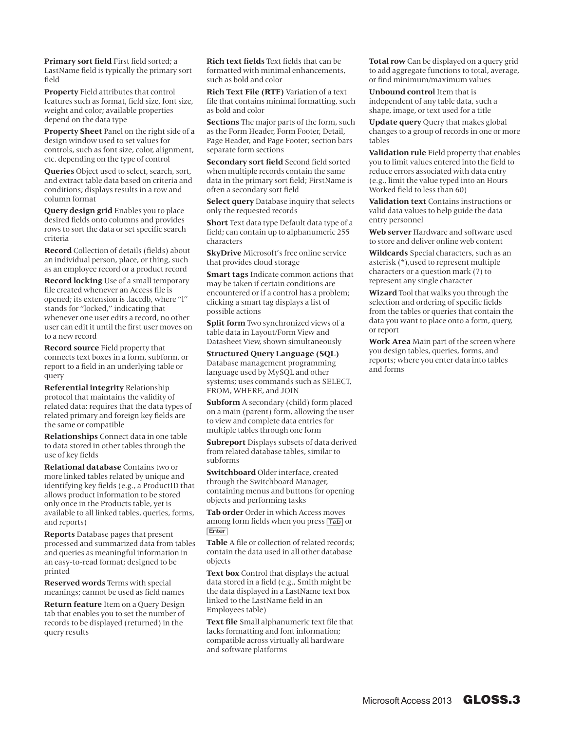**Primary sort field** First field sorted; a LastName field is typically the primary sort field

**Property** Field attributes that control features such as format, field size, font size, weight and color; available properties depend on the data type

**Property Sheet** Panel on the right side of a design window used to set values for controls, such as font size, color, alignment, etc. depending on the type of control

**Queries** Object used to select, search, sort, and extract table data based on criteria and conditions; displays results in a row and column format

**Query design grid** Enables you to place desired fields onto columns and provides rows to sort the data or set specific search criteria

**Record** Collection of details (fields) about an individual person, place, or thing, such as an employee record or a product record

**Record locking** Use of a small temporary file created whenever an Access file is opened; its extension is .laccdb, where "l" stands for "locked," indicating that whenever one user edits a record, no other user can edit it until the first user moves on to a new record

**Record source** Field property that connects text boxes in a form, subform, or report to a field in an underlying table or query

**Referential integrity** Relationship protocol that maintains the validity of related data; requires that the data types of related primary and foreign key fields are the same or compatible

**Relationships** Connect data in one table to data stored in other tables through the use of key fields

**Relational database** Contains two or more linked tables related by unique and identifying key fields (e.g., a ProductID that allows product information to be stored only once in the Products table, yet is available to all linked tables, queries, forms, and reports)

**Reports** Database pages that present processed and summarized data from tables and queries as meaningful information in an easy-to-read format; designed to be printed

**Reserved words** Terms with special meanings; cannot be used as field names

**Return feature** Item on a Query Design tab that enables you to set the number of records to be displayed (returned) in the query results

**Rich text fields** Text fields that can be formatted with minimal enhancements, such as bold and color

**Rich Text File (RTF)** Variation of a text file that contains minimal formatting, such as bold and color

**Sections** The major parts of the form, such as the Form Header, Form Footer, Detail, Page Header, and Page Footer; section bars separate form sections

**Secondary sort field** Second field sorted when multiple records contain the same data in the primary sort field; FirstName is often a secondary sort field

**Select query** Database inquiry that selects only the requested records

**Short** Text data type Default data type of a field; can contain up to alphanumeric 255 characters

**SkyDrive** Microsoft's free online service that provides cloud storage

**Smart tags** Indicate common actions that may be taken if certain conditions are encountered or if a control has a problem; clicking a smart tag displays a list of possible actions

**Split form** Two synchronized views of a table data in Layout/Form View and Datasheet View, shown simultaneously

**Structured Query Language (SQL)** Database management programming language used by MySQL and other systems; uses commands such as SELECT, FROM, WHERE, and JOIN

**Subform** A secondary (child) form placed on a main (parent) form, allowing the user to view and complete data entries for multiple tables through one form

**Subreport** Displays subsets of data derived from related database tables, similar to subforms

**Switchboard** Older interface, created through the Switchboard Manager, containing menus and buttons for opening objects and performing tasks

**Tab order** Order in which Access moves among form fields when you press Tab or Enter

**Table** A file or collection of related records; contain the data used in all other database objects

**Text box** Control that displays the actual data stored in a field (e.g., Smith might be the data displayed in a LastName text box linked to the LastName field in an Employees table)

**Text file** Small alphanumeric text file that lacks formatting and font information; compatible across virtually all hardware and software platforms

**Total row** Can be displayed on a query grid to add aggregate functions to total, average, or find minimum/maximum values

**Unbound control** Item that is independent of any table data, such a shape, image, or text used for a title

**Update query** Query that makes global changes to a group of records in one or more tables

**Validation rule** Field property that enables you to limit values entered into the field to reduce errors associated with data entry (e.g., limit the value typed into an Hours Worked field to less than 60)

**Validation text** Contains instructions or valid data values to help guide the data entry personnel

**Web server** Hardware and software used to store and deliver online web content

**Wildcards** Special characters, such as an asterisk (*),used to represent multiple characters or a question mark (?) to represent any single character

**Wizard** Tool that walks you through the selection and ordering of specific fields from the tables or queries that contain the data you want to place onto a form, query, or report

**Work Area** Main part of the screen where you design tables, queries, forms, and reports; where you enter data into tables and forms